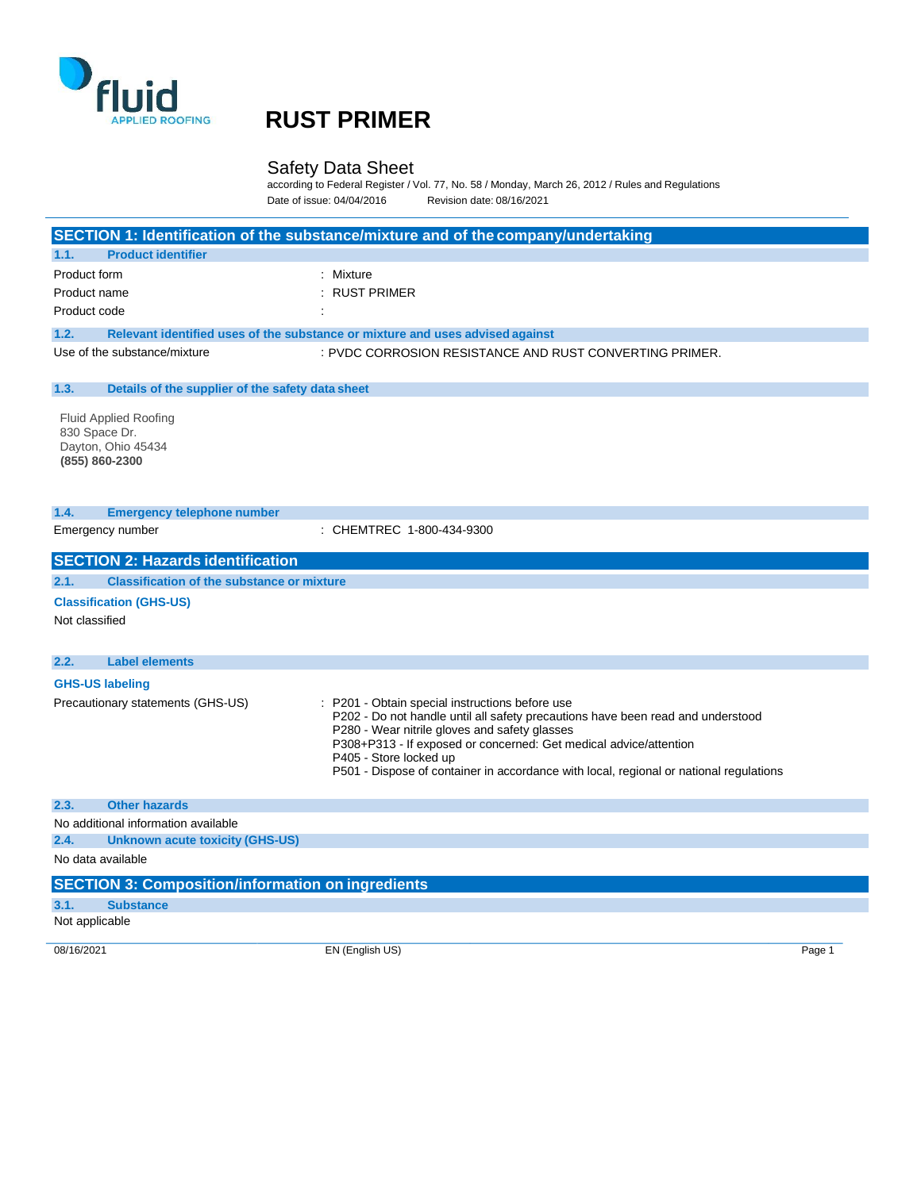# RUST PRIMER

## Safety Data Sheet

according to Federal Register / Vol. 77, No. 58 / Monday, March 26, 2012 / Rules and Regulations

Date of issue: 04/04/2016 Revision date: 08/16/2021

## SECTION 1: Identification of the substance/mixture and of the company/undertaking

### 1.1. Product identifier

Product form : Mixture

Product name : RUST PRIMER

Product code :

### 1.2. Relevant identified uses of the substance or mixture and uses advised against

Use of the substance/mixture : PVDC CORROSION RESISTANCE AND RUST CONVERTING PRIMER.

### 1.3. Details of the supplier of the safety data sheet

Fluid Applied Roofing
830 Space Dr.
Dayton, Ohio 45434
**(855) 860-2300**

### 1.4. Emergency telephone number

Emergency number : CHEMTREC 1-800-434-9300

## SECTION 2: Hazards identification

### 2.1. Classification of the substance or mixture

**Classification (GHS-US)**

Not classified

### 2.2. Label elements

**GHS-US labeling**

Precautionary statements (GHS-US) :

- P201 - Obtain special instructions before use
- P202 - Do not handle until all safety precautions have been read and understood
- P280 - Wear nitrile gloves and safety glasses
- P308+P313 - If exposed or concerned: Get medical advice/attention
- P405 - Store locked up
- P501 - Dispose of container in accordance with local, regional or national regulations

### 2.3. Other hazards

No additional information available

### 2.4. Unknown acute toxicity (GHS-US)

No data available

## SECTION 3: Composition/information on ingredients

### 3.1. Substance

Not applicable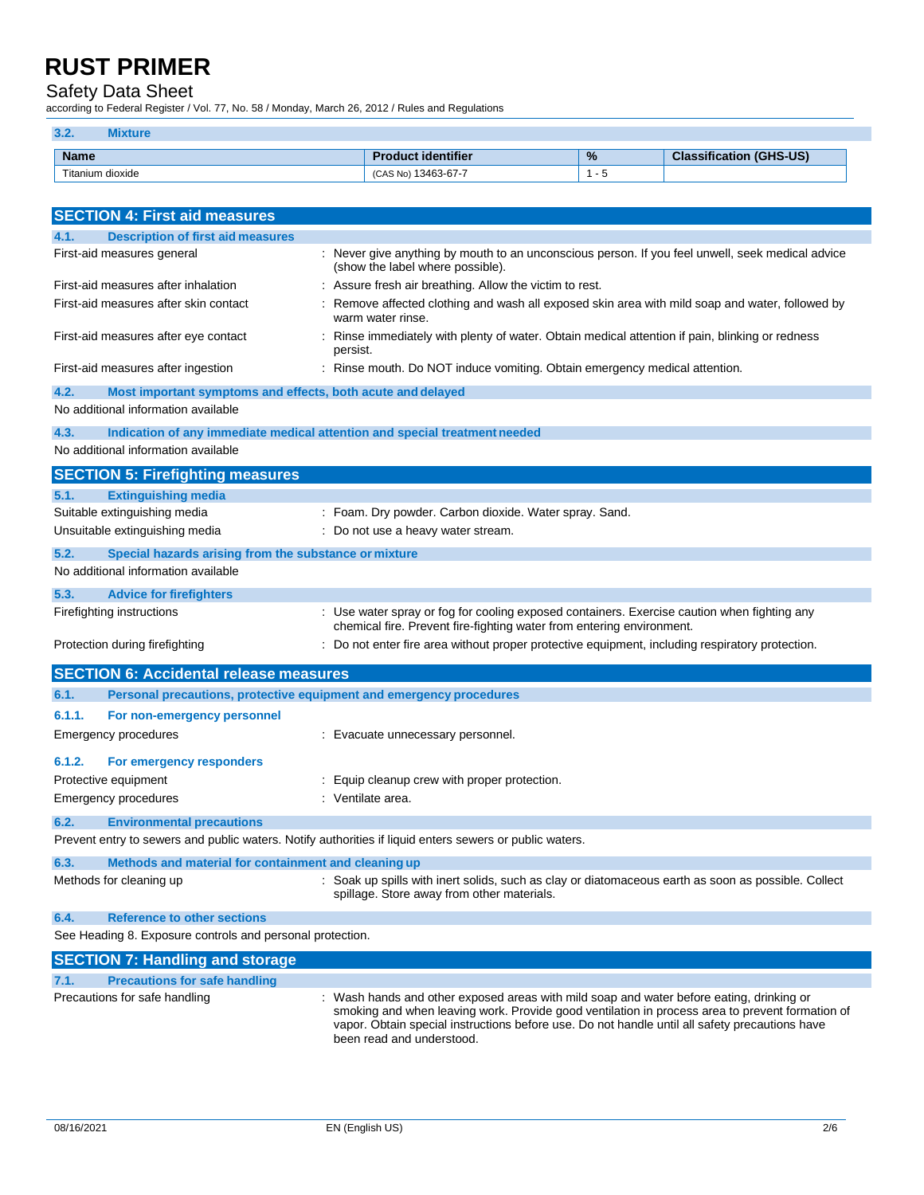### 3.2. Mixture

| Name | Product identifier | % | Classification (GHS-US) |
|---|---|---|---|
| Titanium dioxide | (CAS No) 13463-67-7 | 1 - 5 | |

## SECTION 4: First aid measures

### 4.1. Description of first aid measures

First-aid measures general : Never give anything by mouth to an unconscious person. If you feel unwell, seek medical advice (show the label where possible).

First-aid measures after inhalation : Assure fresh air breathing. Allow the victim to rest.

First-aid measures after skin contact : Remove affected clothing and wash all exposed skin area with mild soap and water, followed by warm water rinse.

First-aid measures after eye contact : Rinse immediately with plenty of water. Obtain medical attention if pain, blinking or redness persist.

First-aid measures after ingestion : Rinse mouth. Do NOT induce vomiting. Obtain emergency medical attention.

### 4.2. Most important symptoms and effects, both acute and delayed

No additional information available

### 4.3. Indication of any immediate medical attention and special treatment needed

No additional information available

## SECTION 5: Firefighting measures

### 5.1. Extinguishing media

Suitable extinguishing media : Foam. Dry powder. Carbon dioxide. Water spray. Sand.

Unsuitable extinguishing media : Do not use a heavy water stream.

### 5.2. Special hazards arising from the substance or mixture

No additional information available

### 5.3. Advice for firefighters

Firefighting instructions : Use water spray or fog for cooling exposed containers. Exercise caution when fighting any chemical fire. Prevent fire-fighting water from entering environment.

Protection during firefighting : Do not enter fire area without proper protective equipment, including respiratory protection.

## SECTION 6: Accidental release measures

### 6.1. Personal precautions, protective equipment and emergency procedures

#### 6.1.1. For non-emergency personnel

Emergency procedures : Evacuate unnecessary personnel.

#### 6.1.2. For emergency responders

Protective equipment : Equip cleanup crew with proper protection.

Emergency procedures : Ventilate area.

### 6.2. Environmental precautions

Prevent entry to sewers and public waters. Notify authorities if liquid enters sewers or public waters.

### 6.3. Methods and material for containment and cleaning up

Methods for cleaning up : Soak up spills with inert solids, such as clay or diatomaceous earth as soon as possible. Collect spillage. Store away from other materials.

### 6.4. Reference to other sections

See Heading 8. Exposure controls and personal protection.

## SECTION 7: Handling and storage

### 7.1. Precautions for safe handling

Precautions for safe handling : Wash hands and other exposed areas with mild soap and water before eating, drinking or smoking and when leaving work. Provide good ventilation in process area to prevent formation of vapor. Obtain special instructions before use. Do not handle until all safety precautions have been read and understood.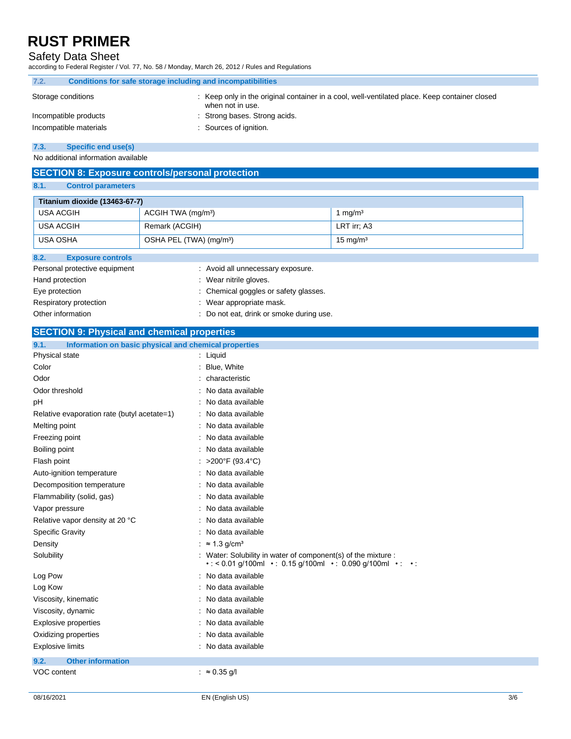### 7.2. Conditions for safe storage including and incompatibilities

Storage conditions : Keep only in the original container in a cool, well-ventilated place. Keep container closed when not in use.

Incompatible products : Strong bases. Strong acids.

Incompatible materials : Sources of ignition.

### 7.3. Specific end use(s)

No additional information available

## SECTION 8: Exposure controls/personal protection

### 8.1. Control parameters

| Titanium dioxide (13463-67-7) | | |
|---|---|---|
| USA ACGIH | ACGIH TWA (mg/m³) | 1 mg/m³ |
| USA ACGIH | Remark (ACGIH) | LRT irr; A3 |
| USA OSHA | OSHA PEL (TWA) (mg/m³) | 15 mg/m³ |

### 8.2. Exposure controls

Personal protective equipment : Avoid all unnecessary exposure.

Hand protection : Wear nitrile gloves.

Eye protection : Chemical goggles or safety glasses.

Respiratory protection : Wear appropriate mask.

Other information : Do not eat, drink or smoke during use.

## SECTION 9: Physical and chemical properties

### 9.1. Information on basic physical and chemical properties

Physical state : Liquid

Color : Blue, White

Odor : characteristic

Odor threshold : No data available

pH : No data available

Relative evaporation rate (butyl acetate=1) : No data available

Melting point : No data available

Freezing point : No data available

Boiling point : No data available

Flash point : >200°F (93.4°C)

Auto-ignition temperature : No data available

Decomposition temperature : No data available

Flammability (solid, gas) : No data available

Vapor pressure : No data available

Relative vapor density at 20 °C : No data available

Specific Gravity : No data available

Density : ≈ 1.3 g/cm³

Solubility : Water: Solubility in water of component(s) of the mixture :
• : < 0.01 g/100ml • : 0.15 g/100ml • : 0.090 g/100ml • : • :

Log Pow : No data available

Log Kow : No data available

Viscosity, kinematic : No data available

Viscosity, dynamic : No data available

Explosive properties : No data available

Oxidizing properties : No data available

Explosive limits : No data available

### 9.2. Other information

VOC content : ≈ 0.35 g/l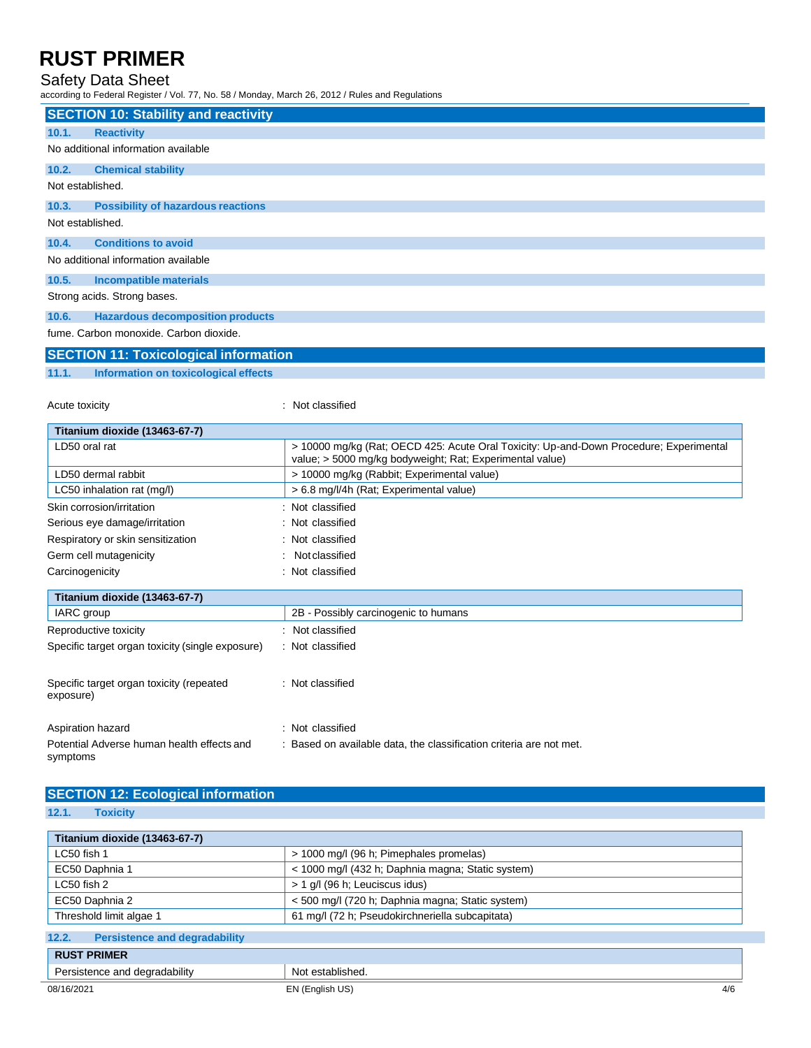## SECTION 10: Stability and reactivity

### 10.1. Reactivity

No additional information available

### 10.2. Chemical stability

Not established.

### 10.3. Possibility of hazardous reactions

Not established.

### 10.4. Conditions to avoid

No additional information available

### 10.5. Incompatible materials

Strong acids. Strong bases.

### 10.6. Hazardous decomposition products

fume. Carbon monoxide. Carbon dioxide.

## SECTION 11: Toxicological information

### 11.1. Information on toxicological effects

Acute toxicity : Not classified

| Titanium dioxide (13463-67-7) | |
|---|---|
| LD50 oral rat | > 10000 mg/kg (Rat; OECD 425: Acute Oral Toxicity: Up-and-Down Procedure; Experimental value; > 5000 mg/kg bodyweight; Rat; Experimental value) |
| LD50 dermal rabbit | > 10000 mg/kg (Rabbit; Experimental value) |
| LC50 inhalation rat (mg/l) | > 6.8 mg/l/4h (Rat; Experimental value) |

Skin corrosion/irritation : Not classified

Serious eye damage/irritation : Not classified

Respiratory or skin sensitization : Not classified

Germ cell mutagenicity : Not classified

Carcinogenicity : Not classified

| Titanium dioxide (13463-67-7) | |
|---|---|
| IARC group | 2B - Possibly carcinogenic to humans |

Reproductive toxicity : Not classified

Specific target organ toxicity (single exposure) : Not classified

Specific target organ toxicity (repeated exposure) : Not classified

Aspiration hazard : Not classified

Potential Adverse human health effects and symptoms : Based on available data, the classification criteria are not met.

## SECTION 12: Ecological information

### 12.1. Toxicity

| Titanium dioxide (13463-67-7) | |
|---|---|
| LC50 fish 1 | > 1000 mg/l (96 h; Pimephales promelas) |
| EC50 Daphnia 1 | < 1000 mg/l (432 h; Daphnia magna; Static system) |
| LC50 fish 2 | > 1 g/l (96 h; Leuciscus idus) |
| EC50 Daphnia 2 | < 500 mg/l (720 h; Daphnia magna; Static system) |
| Threshold limit algae 1 | 61 mg/l (72 h; Pseudokirchneriella subcapitata) |

### 12.2. Persistence and degradability

| RUST PRIMER | |
|---|---|
| Persistence and degradability | Not established. |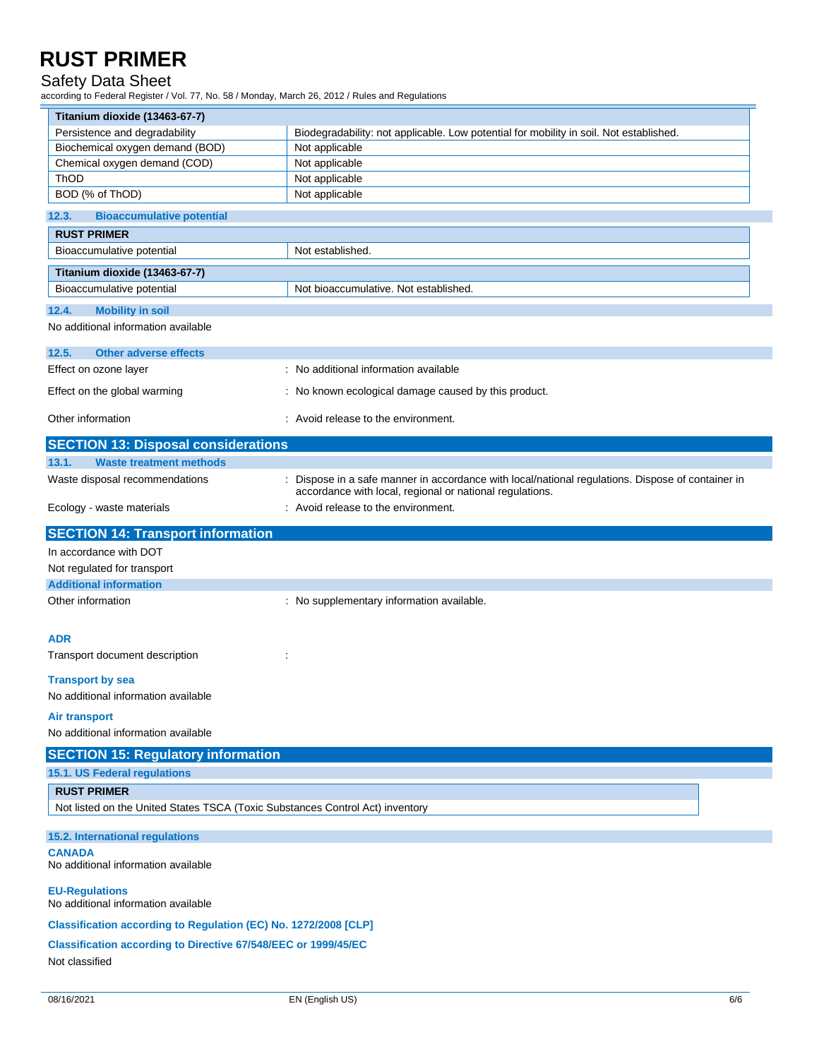| Titanium dioxide (13463-67-7) | |
|---|---|
| Persistence and degradability | Biodegradability: not applicable. Low potential for mobility in soil. Not established. |
| Biochemical oxygen demand (BOD) | Not applicable |
| Chemical oxygen demand (COD) | Not applicable |
| ThOD | Not applicable |
| BOD (% of ThOD) | Not applicable |

### 12.3. Bioaccumulative potential

| RUST PRIMER | |
|---|---|
| Bioaccumulative potential | Not established. |

| Titanium dioxide (13463-67-7) | |
|---|---|
| Bioaccumulative potential | Not bioaccumulative. Not established. |

### 12.4. Mobility in soil

No additional information available

### 12.5. Other adverse effects

Effect on ozone layer : No additional information available

Effect on the global warming : No known ecological damage caused by this product.

Other information : Avoid release to the environment.

## SECTION 13: Disposal considerations

### 13.1. Waste treatment methods

Waste disposal recommendations : Dispose in a safe manner in accordance with local/national regulations. Dispose of container in accordance with local, regional or national regulations.

Ecology - waste materials : Avoid release to the environment.

## SECTION 14: Transport information

In accordance with DOT

Not regulated for transport

### Additional information

Other information : No supplementary information available.

**ADR**

Transport document description :

**Transport by sea**

No additional information available

**Air transport**

No additional information available

## SECTION 15: Regulatory information

### 15.1. US Federal regulations

| RUST PRIMER |
|---|
| Not listed on the United States TSCA (Toxic Substances Control Act) inventory |

### 15.2. International regulations

**CANADA**

No additional information available

**EU-Regulations**

No additional information available

**Classification according to Regulation (EC) No. 1272/2008 [CLP]**

**Classification according to Directive 67/548/EEC or 1999/45/EC**

Not classified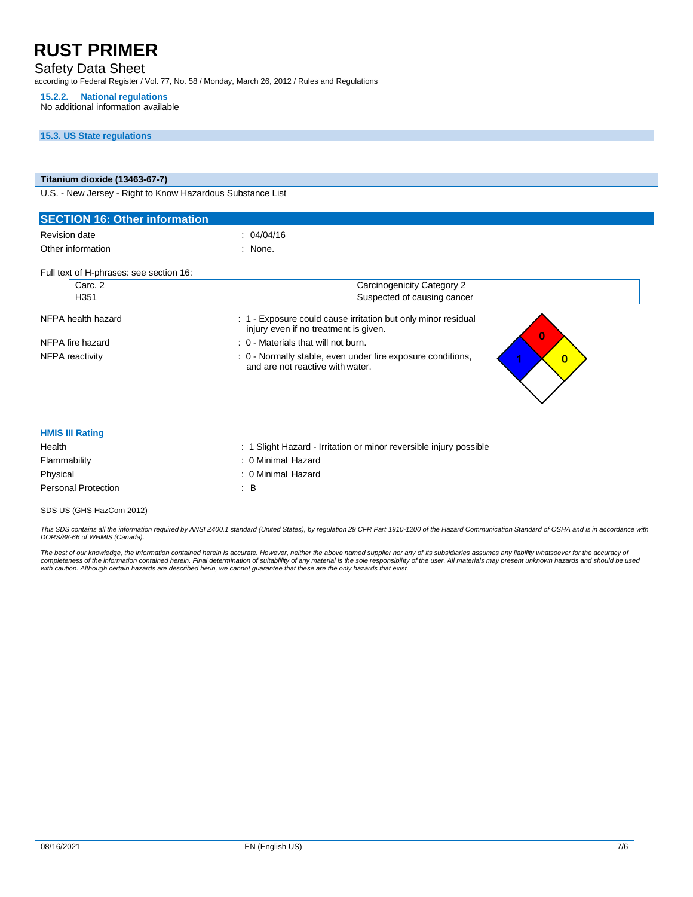#### 15.2.2. National regulations

No additional information available

### 15.3. US State regulations

| Titanium dioxide (13463-67-7) |
| --- |
| U.S. - New Jersey - Right to Know Hazardous Substance List |

## SECTION 16: Other information

Revision date : 04/04/16

Other information : None.

Full text of H-phrases: see section 16:

| | |
| --- | --- |
| Carc. 2 | Carcinogenicity Category 2 |
| H351 | Suspected of causing cancer |

NFPA health hazard : 1 - Exposure could cause irritation but only minor residual injury even if no treatment is given.

NFPA fire hazard : 0 - Materials that will not burn.

NFPA reactivity : 0 - Normally stable, even under fire exposure conditions, and are not reactive with water.

0

1

0

#### HMIS III Rating

Health : 1 Slight Hazard - Irritation or minor reversible injury possible

Flammability : 0 Minimal Hazard

Physical : 0 Minimal Hazard

Personal Protection : B

SDS US (GHS HazCom 2012)

*This SDS contains all the information required by ANSI Z400.1 standard (United States), by regulation 29 CFR Part 1910-1200 of the Hazard Communication Standard of OSHA and is in accordance with DORS/88-66 of WHMIS (Canada).*

*The best of our knowledge, the information contained herein is accurate. However, neither the above named supplier nor any of its subsidiaries assumes any liability whatsoever for the accuracy of completeness of the information contained herein. Final determination of suitablility of any material is the sole responsibility of the user. All materials may present unknown hazards and should be used with caution. Although certain hazards are described herin, we cannot guarantee that these are the only hazards that exist.*